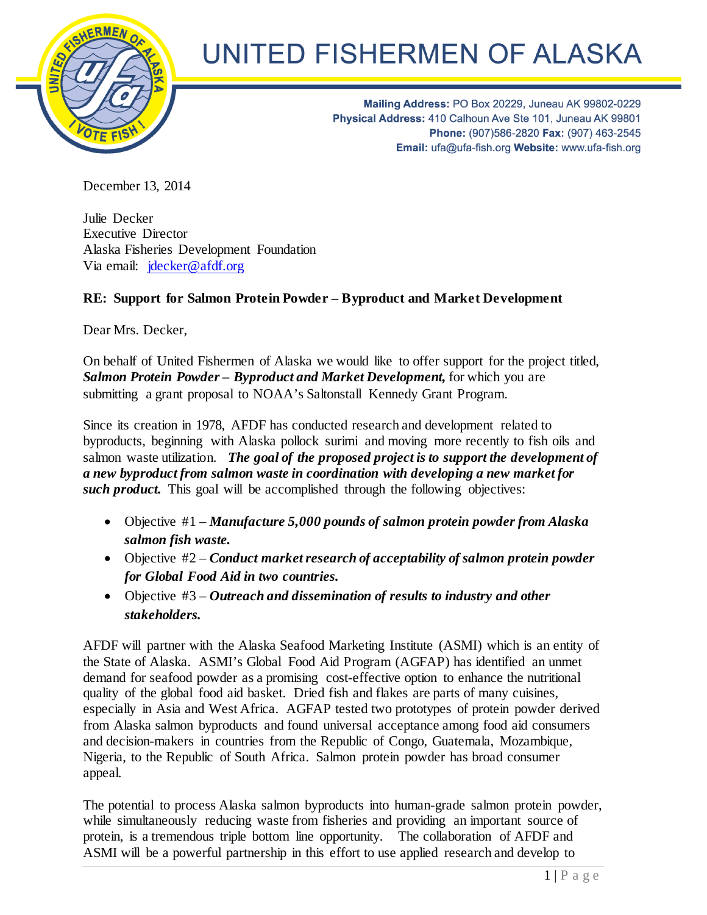# UNITED FISHERMEN OF ALASKA

**Mailing Address:** PO Box 20229, Juneau AK 99802-0229
**Physical Address:** 410 Calhoun Ave Ste 101, Juneau AK 99801
**Phone:** (907)586-2820 **Fax:** (907) 463-2545
**Email:** ufa@ufa-fish.org **Website:** www.ufa-fish.org

December 13, 2014

Julie Decker
Executive Director
Alaska Fisheries Development Foundation
Via email: jdecker@afdf.org

**RE: Support for Salmon Protein Powder – Byproduct and Market Development**

Dear Mrs. Decker,

On behalf of United Fishermen of Alaska we would like to offer support for the project titled, ***Salmon Protein Powder – Byproduct and Market Development,*** for which you are submitting a grant proposal to NOAA's Saltonstall Kennedy Grant Program.

Since its creation in 1978, AFDF has conducted research and development related to byproducts, beginning with Alaska pollock surimi and moving more recently to fish oils and salmon waste utilization. ***The goal of the proposed project is to support the development of a new byproduct from salmon waste in coordination with developing a new market for such product.*** This goal will be accomplished through the following objectives:

- Objective #1 – ***Manufacture 5,000 pounds of salmon protein powder from Alaska salmon fish waste.***
- Objective #2 – ***Conduct market research of acceptability of salmon protein powder for Global Food Aid in two countries.***
- Objective #3 – ***Outreach and dissemination of results to industry and other stakeholders.***

AFDF will partner with the Alaska Seafood Marketing Institute (ASMI) which is an entity of the State of Alaska. ASMI's Global Food Aid Program (AGFAP) has identified an unmet demand for seafood powder as a promising cost-effective option to enhance the nutritional quality of the global food aid basket. Dried fish and flakes are parts of many cuisines, especially in Asia and West Africa. AGFAP tested two prototypes of protein powder derived from Alaska salmon byproducts and found universal acceptance among food aid consumers and decision-makers in countries from the Republic of Congo, Guatemala, Mozambique, Nigeria, to the Republic of South Africa. Salmon protein powder has broad consumer appeal.

The potential to process Alaska salmon byproducts into human-grade salmon protein powder, while simultaneously reducing waste from fisheries and providing an important source of protein, is a tremendous triple bottom line opportunity. The collaboration of AFDF and ASMI will be a powerful partnership in this effort to use applied research and develop to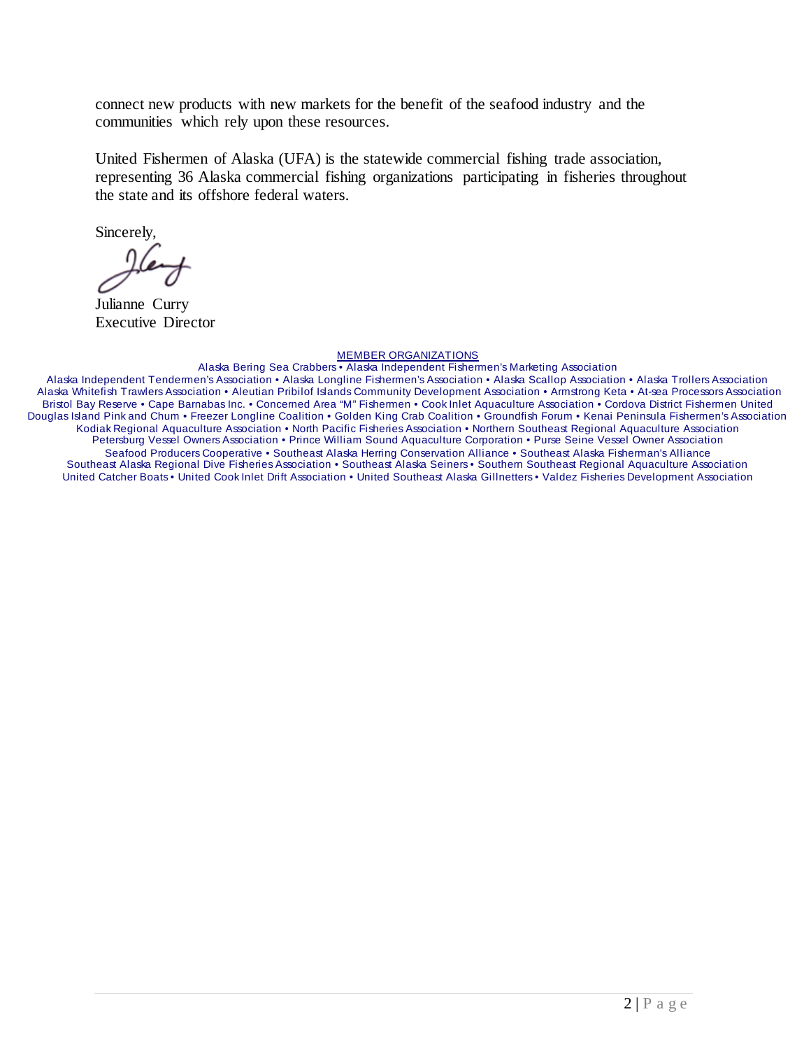connect new products with new markets for the benefit of the seafood industry and the communities which rely upon these resources.

United Fishermen of Alaska (UFA) is the statewide commercial fishing trade association, representing 36 Alaska commercial fishing organizations participating in fisheries throughout the state and its offshore federal waters.

Sincerely,

Julianne Curry
Executive Director

MEMBER ORGANIZATIONS

Alaska Bering Sea Crabbers • Alaska Independent Fishermen's Marketing Association
Alaska Independent Tendermen's Association • Alaska Longline Fishermen's Association • Alaska Scallop Association • Alaska Trollers Association
Alaska Whitefish Trawlers Association • Aleutian Pribilof Islands Community Development Association • Armstrong Keta • At-sea Processors Association
Bristol Bay Reserve • Cape Barnabas Inc. • Concerned Area "M" Fishermen • Cook Inlet Aquaculture Association • Cordova District Fishermen United
Douglas Island Pink and Chum • Freezer Longline Coalition • Golden King Crab Coalition • Groundfish Forum • Kenai Peninsula Fishermen's Association
Kodiak Regional Aquaculture Association • North Pacific Fisheries Association • Northern Southeast Regional Aquaculture Association
Petersburg Vessel Owners Association • Prince William Sound Aquaculture Corporation • Purse Seine Vessel Owner Association
Seafood Producers Cooperative • Southeast Alaska Herring Conservation Alliance • Southeast Alaska Fisherman's Alliance
Southeast Alaska Regional Dive Fisheries Association • Southeast Alaska Seiners • Southern Southeast Regional Aquaculture Association
United Catcher Boats • United Cook Inlet Drift Association • United Southeast Alaska Gillnetters • Valdez Fisheries Development Association